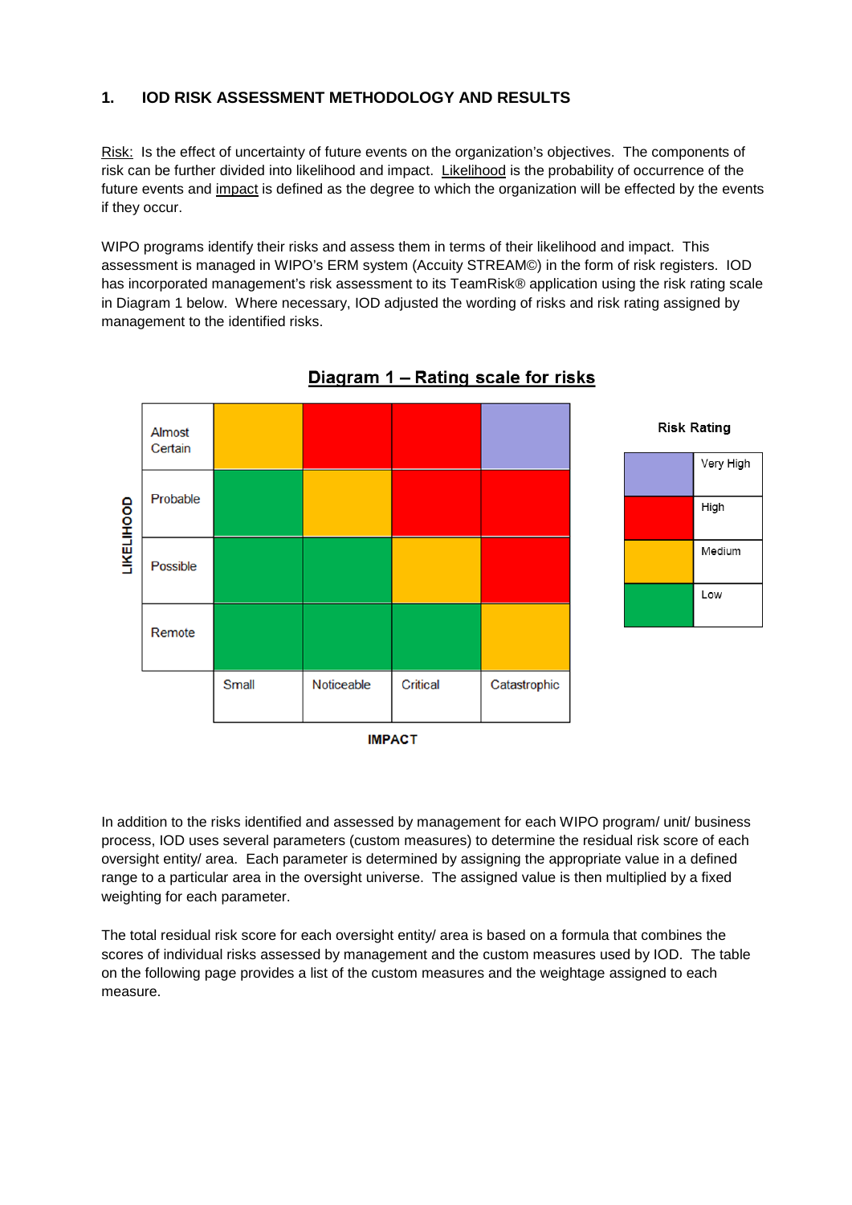## 1. IOD RISK ASSESSMENT METHODOLOGY AND RESULTS

Risk: Is the effect of uncertainty of future events on the organization's objectives. The components of risk can be further divided into likelihood and impact. Likelihood is the probability of occurrence of the future events and impact is defined as the degree to which the organization will be effected by the events if they occur.

WIPO programs identify their risks and assess them in terms of their likelihood and impact. This assessment is managed in WIPO's ERM system (Accuity STREAM©) in the form of risk registers. IOD has incorporated management's risk assessment to its TeamRisk® application using the risk rating scale in Diagram 1 below. Where necessary, IOD adjusted the wording of risks and risk rating assigned by management to the identified risks.

**Diagram 1 – Rating scale for risks**

| LIKELIHOOD | Small | Noticeable | Critical | Catastrophic |
|---|---|---|---|---|
| Almost Certain | Medium | High | High | Very High |
| Probable | Low | Medium | High | High |
| Possible | Low | Low | Medium | High |
| Remote | Low | Low | Low | Medium |

IMPACT

**Risk Rating**

- Very High
- High
- Medium
- Low

In addition to the risks identified and assessed by management for each WIPO program/ unit/ business process, IOD uses several parameters (custom measures) to determine the residual risk score of each oversight entity/ area. Each parameter is determined by assigning the appropriate value in a defined range to a particular area in the oversight universe. The assigned value is then multiplied by a fixed weighting for each parameter.

The total residual risk score for each oversight entity/ area is based on a formula that combines the scores of individual risks assessed by management and the custom measures used by IOD. The table on the following page provides a list of the custom measures and the weightage assigned to each measure.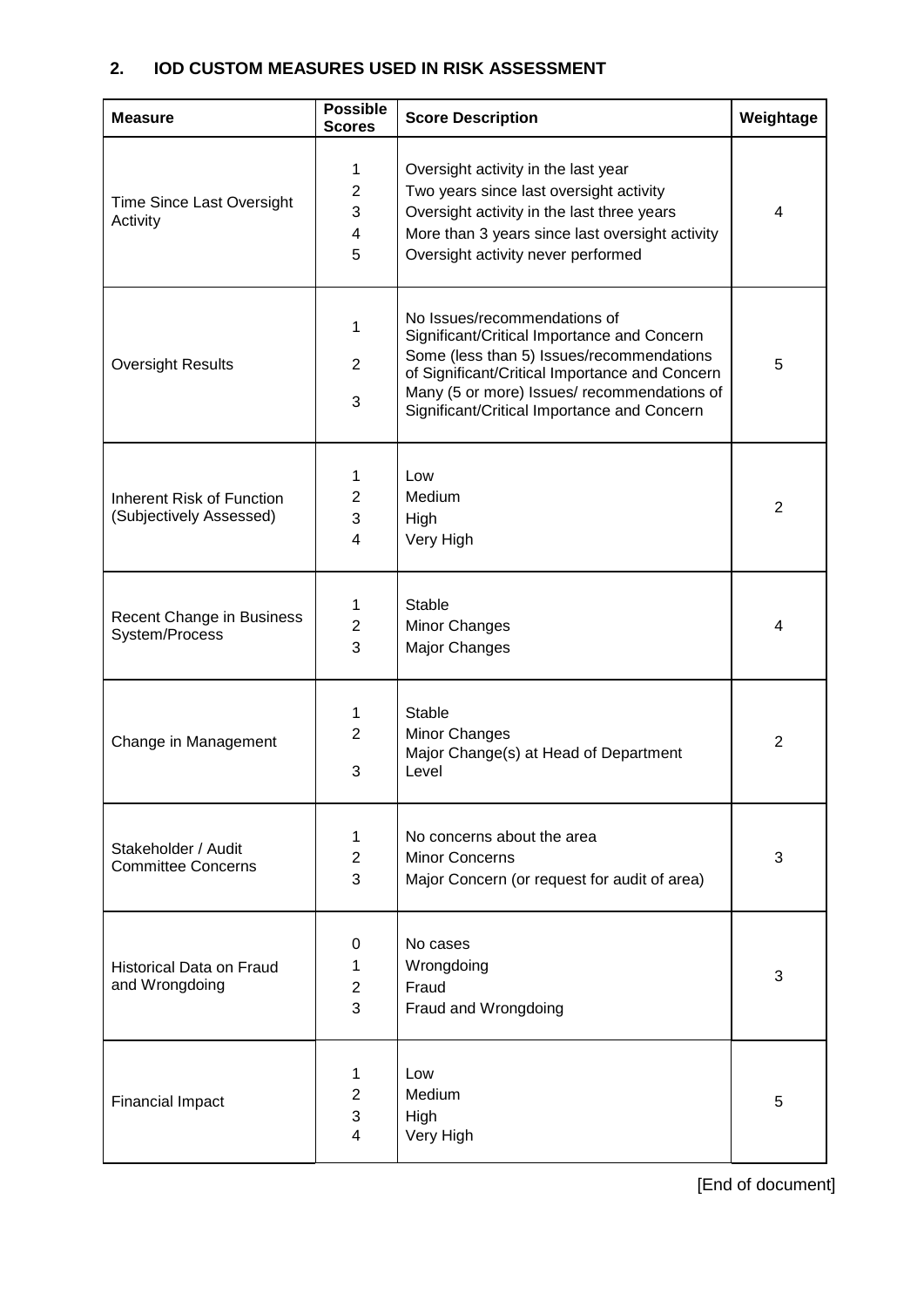## 2. IOD CUSTOM MEASURES USED IN RISK ASSESSMENT

| Measure | Possible Scores | Score Description | Weightage |
|---|---|---|---|
| Time Since Last Oversight Activity | 1<br>2<br>3<br>4<br>5 | Oversight activity in the last year<br>Two years since last oversight activity<br>Oversight activity in the last three years<br>More than 3 years since last oversight activity<br>Oversight activity never performed | 4 |
| Oversight Results | 1<br>2<br>3 | No Issues/recommendations of Significant/Critical Importance and Concern<br>Some (less than 5) Issues/recommendations of Significant/Critical Importance and Concern<br>Many (5 or more) Issues/ recommendations of Significant/Critical Importance and Concern | 5 |
| Inherent Risk of Function (Subjectively Assessed) | 1<br>2<br>3<br>4 | Low<br>Medium<br>High<br>Very High | 2 |
| Recent Change in Business System/Process | 1<br>2<br>3 | Stable<br>Minor Changes<br>Major Changes | 4 |
| Change in Management | 1<br>2<br>3 | Stable<br>Minor Changes<br>Major Change(s) at Head of Department Level | 2 |
| Stakeholder / Audit Committee Concerns | 1<br>2<br>3 | No concerns about the area<br>Minor Concerns<br>Major Concern (or request for audit of area) | 3 |
| Historical Data on Fraud and Wrongdoing | 0<br>1<br>2<br>3 | No cases<br>Wrongdoing<br>Fraud<br>Fraud and Wrongdoing | 3 |
| Financial Impact | 1<br>2<br>3<br>4 | Low<br>Medium<br>High<br>Very High | 5 |

[End of document]